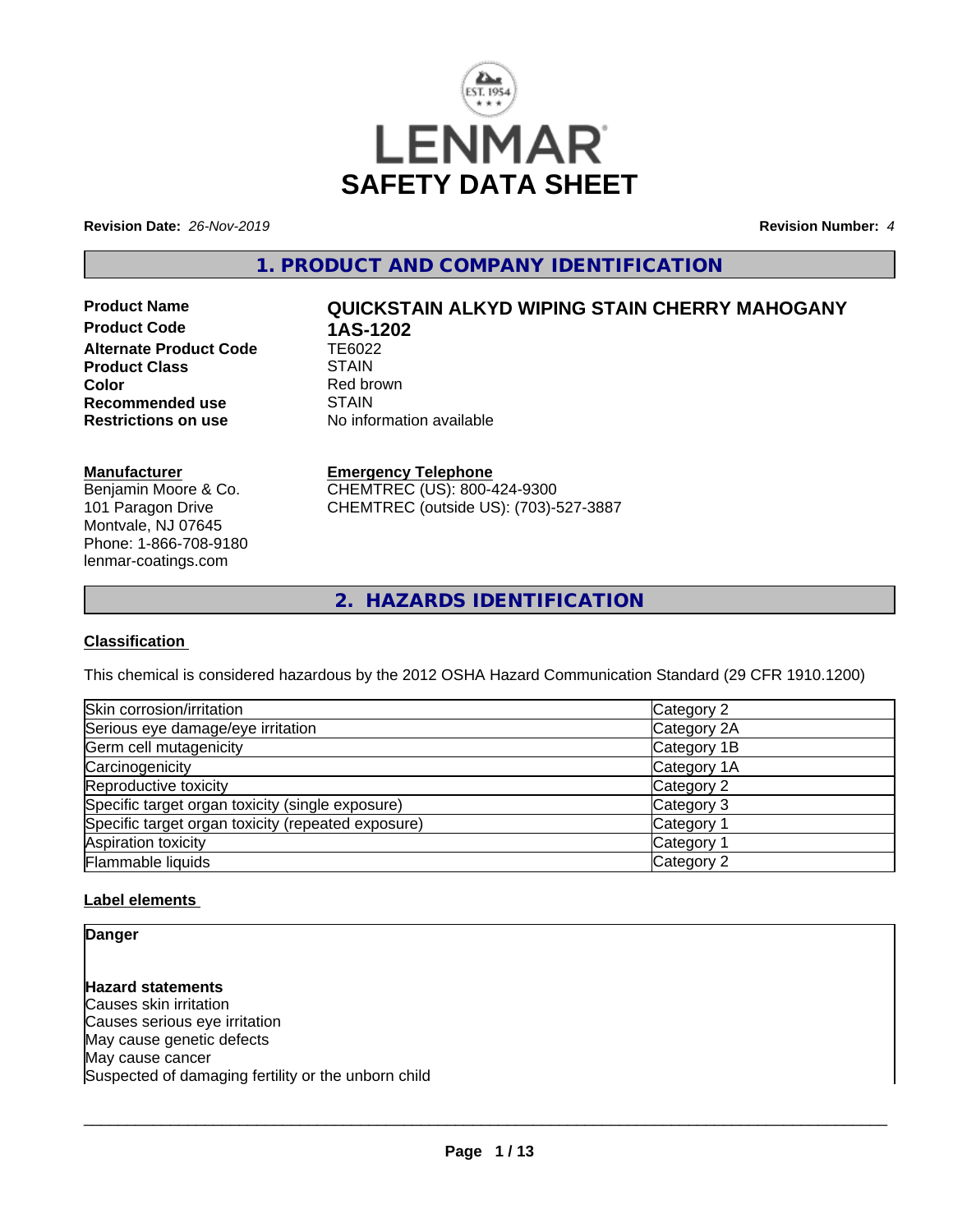# SAFETY DATA SHEET

**Revision Date:** *26-Nov-2019* **Revision Number:** *4*

## 1. PRODUCT AND COMPANY IDENTIFICATION

| | |
|---|---|
| **Product Name** | **QUICKSTAIN ALKYD WIPING STAIN CHERRY MAHOGANY** |
| **Product Code** | **1AS-1202** |
| **Alternate Product Code** | TE6022 |
| **Product Class** | STAIN |
| **Color** | Red brown |
| **Recommended use** | STAIN |
| **Restrictions on use** | No information available |

**Manufacturer**
Benjamin Moore & Co.
101 Paragon Drive
Montvale, NJ 07645
Phone: 1-866-708-9180
lenmar-coatings.com

**Emergency Telephone**
CHEMTREC (US): 800-424-9300
CHEMTREC (outside US): (703)-527-3887

## 2. HAZARDS IDENTIFICATION

### Classification

This chemical is considered hazardous by the 2012 OSHA Hazard Communication Standard (29 CFR 1910.1200)

| | |
|---|---|
| Skin corrosion/irritation | Category 2 |
| Serious eye damage/eye irritation | Category 2A |
| Germ cell mutagenicity | Category 1B |
| Carcinogenicity | Category 1A |
| Reproductive toxicity | Category 2 |
| Specific target organ toxicity (single exposure) | Category 3 |
| Specific target organ toxicity (repeated exposure) | Category 1 |
| Aspiration toxicity | Category 1 |
| Flammable liquids | Category 2 |

### Label elements

**Danger**

**Hazard statements**
Causes skin irritation
Causes serious eye irritation
May cause genetic defects
May cause cancer
Suspected of damaging fertility or the unborn child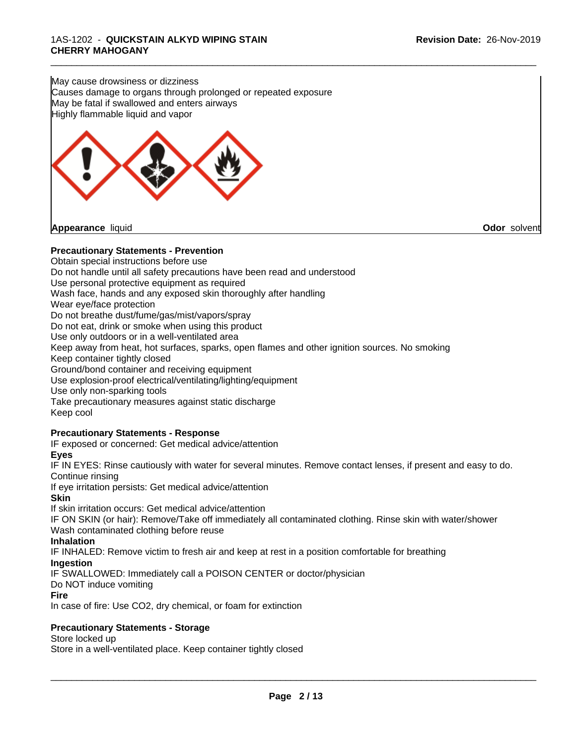May cause drowsiness or dizziness
Causes damage to organs through prolonged or repeated exposure
May be fatal if swallowed and enters airways
Highly flammable liquid and vapor

**Appearance** liquid **Odor** solvent

**Precautionary Statements - Prevention**

Obtain special instructions before use
Do not handle until all safety precautions have been read and understood
Use personal protective equipment as required
Wash face, hands and any exposed skin thoroughly after handling
Wear eye/face protection
Do not breathe dust/fume/gas/mist/vapors/spray
Do not eat, drink or smoke when using this product
Use only outdoors or in a well-ventilated area
Keep away from heat, hot surfaces, sparks, open flames and other ignition sources. No smoking
Keep container tightly closed
Ground/bond container and receiving equipment
Use explosion-proof electrical/ventilating/lighting/equipment
Use only non-sparking tools
Take precautionary measures against static discharge
Keep cool

**Precautionary Statements - Response**

IF exposed or concerned: Get medical advice/attention

**Eyes**

IF IN EYES: Rinse cautiously with water for several minutes. Remove contact lenses, if present and easy to do. Continue rinsing
If eye irritation persists: Get medical advice/attention

**Skin**

If skin irritation occurs: Get medical advice/attention
IF ON SKIN (or hair): Remove/Take off immediately all contaminated clothing. Rinse skin with water/shower
Wash contaminated clothing before reuse

**Inhalation**

IF INHALED: Remove victim to fresh air and keep at rest in a position comfortable for breathing

**Ingestion**

IF SWALLOWED: Immediately call a POISON CENTER or doctor/physician
Do NOT induce vomiting

**Fire**

In case of fire: Use CO2, dry chemical, or foam for extinction

**Precautionary Statements - Storage**

Store locked up
Store in a well-ventilated place. Keep container tightly closed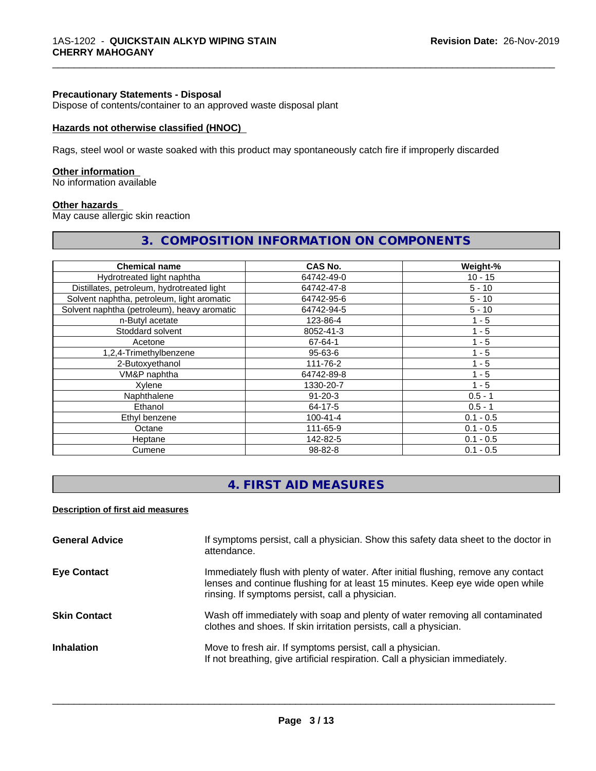**Precautionary Statements - Disposal**
Dispose of contents/container to an approved waste disposal plant

**Hazards not otherwise classified (HNOC)**

Rags, steel wool or waste soaked with this product may spontaneously catch fire if improperly discarded

**Other information**
No information available

**Other hazards**
May cause allergic skin reaction

## 3. COMPOSITION INFORMATION ON COMPONENTS

| Chemical name | CAS No. | Weight-% |
|---|---|---|
| Hydrotreated light naphtha | 64742-49-0 | 10 - 15 |
| Distillates, petroleum, hydrotreated light | 64742-47-8 | 5 - 10 |
| Solvent naphtha, petroleum, light aromatic | 64742-95-6 | 5 - 10 |
| Solvent naphtha (petroleum), heavy aromatic | 64742-94-5 | 5 - 10 |
| n-Butyl acetate | 123-86-4 | 1 - 5 |
| Stoddard solvent | 8052-41-3 | 1 - 5 |
| Acetone | 67-64-1 | 1 - 5 |
| 1,2,4-Trimethylbenzene | 95-63-6 | 1 - 5 |
| 2-Butoxyethanol | 111-76-2 | 1 - 5 |
| VM&P naphtha | 64742-89-8 | 1 - 5 |
| Xylene | 1330-20-7 | 1 - 5 |
| Naphthalene | 91-20-3 | 0.5 - 1 |
| Ethanol | 64-17-5 | 0.5 - 1 |
| Ethyl benzene | 100-41-4 | 0.1 - 0.5 |
| Octane | 111-65-9 | 0.1 - 0.5 |
| Heptane | 142-82-5 | 0.1 - 0.5 |
| Cumene | 98-82-8 | 0.1 - 0.5 |

## 4. FIRST AID MEASURES

**Description of first aid measures**

**General Advice**
If symptoms persist, call a physician. Show this safety data sheet to the doctor in attendance.

**Eye Contact**
Immediately flush with plenty of water. After initial flushing, remove any contact lenses and continue flushing for at least 15 minutes. Keep eye wide open while rinsing. If symptoms persist, call a physician.

**Skin Contact**
Wash off immediately with soap and plenty of water removing all contaminated clothes and shoes. If skin irritation persists, call a physician.

**Inhalation**
Move to fresh air. If symptoms persist, call a physician.
If not breathing, give artificial respiration. Call a physician immediately.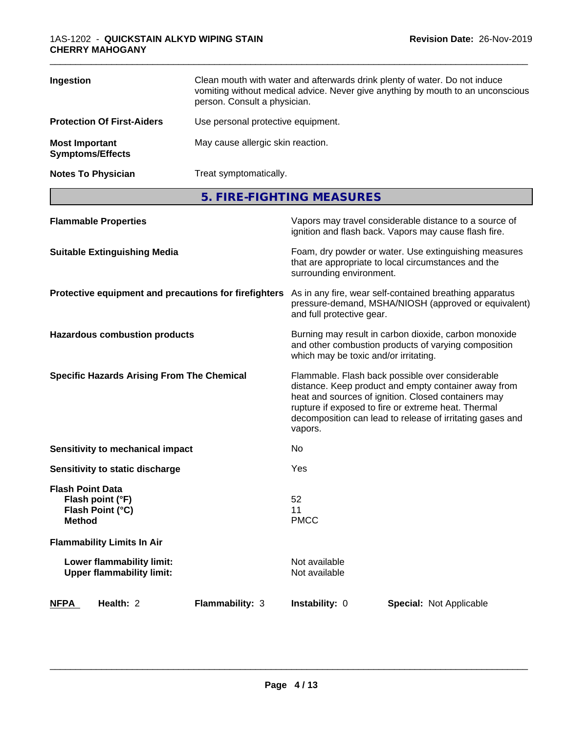| | |
|---|---|
| **Ingestion** | Clean mouth with water and afterwards drink plenty of water. Do not induce vomiting without medical advice. Never give anything by mouth to an unconscious person. Consult a physician. |
| **Protection Of First-Aiders** | Use personal protective equipment. |
| **Most Important Symptoms/Effects** | May cause allergic skin reaction. |
| **Notes To Physician** | Treat symptomatically. |

## 5. FIRE-FIGHTING MEASURES

| | |
|---|---|
| **Flammable Properties** | Vapors may travel considerable distance to a source of ignition and flash back. Vapors may cause flash fire. |
| **Suitable Extinguishing Media** | Foam, dry powder or water. Use extinguishing measures that are appropriate to local circumstances and the surrounding environment. |
| **Protective equipment and precautions for firefighters** | As in any fire, wear self-contained breathing apparatus pressure-demand, MSHA/NIOSH (approved or equivalent) and full protective gear. |
| **Hazardous combustion products** | Burning may result in carbon dioxide, carbon monoxide and other combustion products of varying composition which may be toxic and/or irritating. |
| **Specific Hazards Arising From The Chemical** | Flammable. Flash back possible over considerable distance. Keep product and empty container away from heat and sources of ignition. Closed containers may rupture if exposed to fire or extreme heat. Thermal decomposition can lead to release of irritating gases and vapors. |
| **Sensitivity to mechanical impact** | No |
| **Sensitivity to static discharge** | Yes |

**Flash Point Data**

| | |
|---|---|
| **Flash point (°F)** | 52 |
| **Flash Point (°C)** | 11 |
| **Method** | PMCC |

**Flammability Limits In Air**

| | |
|---|---|
| **Lower flammability limit:** | Not available |
| **Upper flammability limit:** | Not available |

| **NFPA** | **Health:** 2 | **Flammability:** 3 | **Instability:** 0 | **Special:** Not Applicable |
|---|---|---|---|---|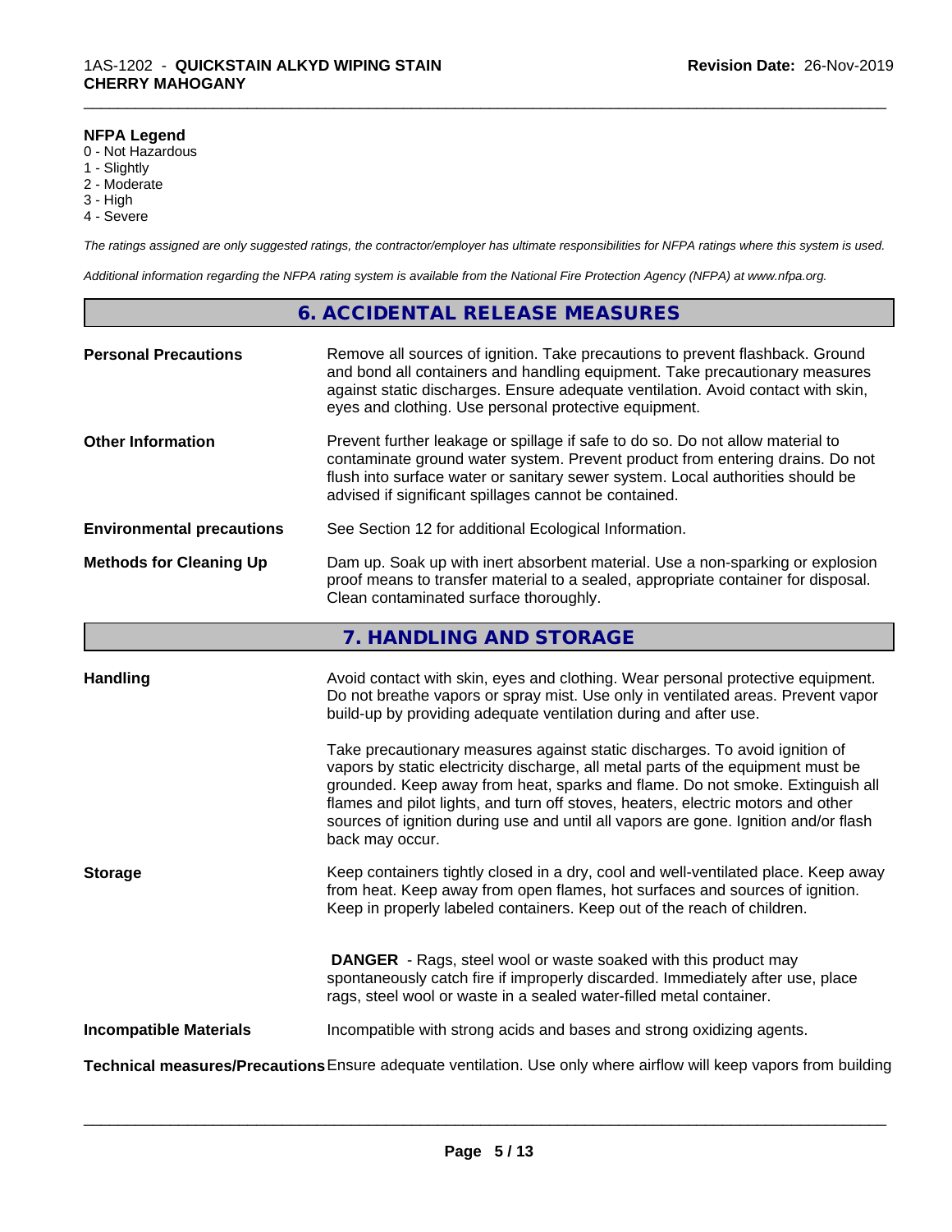**NFPA Legend**

0 - Not Hazardous
1 - Slightly
2 - Moderate
3 - High
4 - Severe

*The ratings assigned are only suggested ratings, the contractor/employer has ultimate responsibilities for NFPA ratings where this system is used.*

*Additional information regarding the NFPA rating system is available from the National Fire Protection Agency (NFPA) at www.nfpa.org.*

## 6. ACCIDENTAL RELEASE MEASURES

**Personal Precautions** Remove all sources of ignition. Take precautions to prevent flashback. Ground and bond all containers and handling equipment. Take precautionary measures against static discharges. Ensure adequate ventilation. Avoid contact with skin, eyes and clothing. Use personal protective equipment.

**Other Information** Prevent further leakage or spillage if safe to do so. Do not allow material to contaminate ground water system. Prevent product from entering drains. Do not flush into surface water or sanitary sewer system. Local authorities should be advised if significant spillages cannot be contained.

**Environmental precautions** See Section 12 for additional Ecological Information.

**Methods for Cleaning Up** Dam up. Soak up with inert absorbent material. Use a non-sparking or explosion proof means to transfer material to a sealed, appropriate container for disposal. Clean contaminated surface thoroughly.

## 7. HANDLING AND STORAGE

**Handling** Avoid contact with skin, eyes and clothing. Wear personal protective equipment. Do not breathe vapors or spray mist. Use only in ventilated areas. Prevent vapor build-up by providing adequate ventilation during and after use.

Take precautionary measures against static discharges. To avoid ignition of vapors by static electricity discharge, all metal parts of the equipment must be grounded. Keep away from heat, sparks and flame. Do not smoke. Extinguish all flames and pilot lights, and turn off stoves, heaters, electric motors and other sources of ignition during use and until all vapors are gone. Ignition and/or flash back may occur.

**Storage** Keep containers tightly closed in a dry, cool and well-ventilated place. Keep away from heat. Keep away from open flames, hot surfaces and sources of ignition. Keep in properly labeled containers. Keep out of the reach of children.

**DANGER** - Rags, steel wool or waste soaked with this product may spontaneously catch fire if improperly discarded. Immediately after use, place rags, steel wool or waste in a sealed water-filled metal container.

**Incompatible Materials** Incompatible with strong acids and bases and strong oxidizing agents.

**Technical measures/Precautions** Ensure adequate ventilation. Use only where airflow will keep vapors from building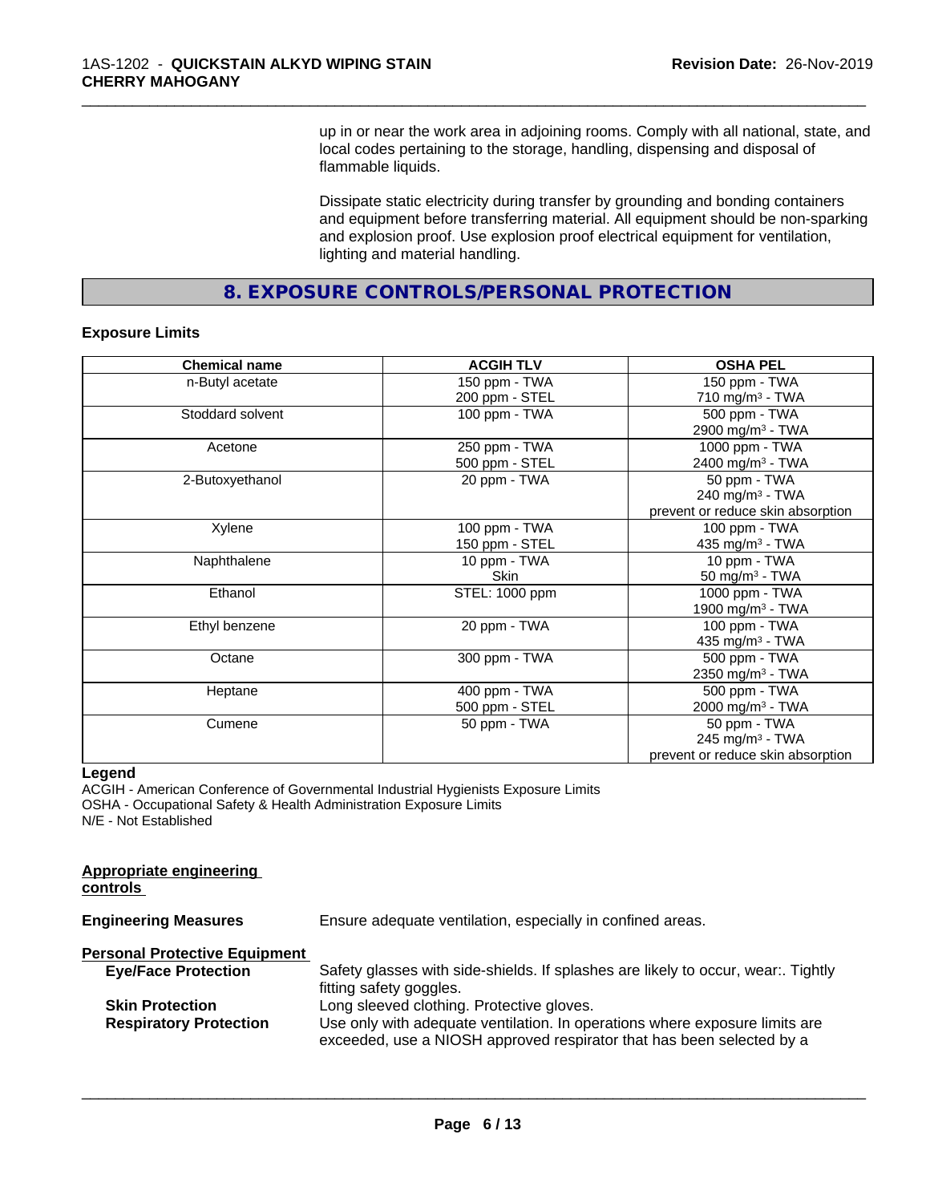up in or near the work area in adjoining rooms. Comply with all national, state, and local codes pertaining to the storage, handling, dispensing and disposal of flammable liquids.

Dissipate static electricity during transfer by grounding and bonding containers and equipment before transferring material. All equipment should be non-sparking and explosion proof. Use explosion proof electrical equipment for ventilation, lighting and material handling.

## 8. EXPOSURE CONTROLS/PERSONAL PROTECTION

### Exposure Limits

| Chemical name | ACGIH TLV | OSHA PEL |
|---|---|---|
| n-Butyl acetate | 150 ppm - TWA<br>200 ppm - STEL | 150 ppm - TWA<br>710 mg/m³ - TWA |
| Stoddard solvent | 100 ppm - TWA | 500 ppm - TWA<br>2900 mg/m³ - TWA |
| Acetone | 250 ppm - TWA<br>500 ppm - STEL | 1000 ppm - TWA<br>2400 mg/m³ - TWA |
| 2-Butoxyethanol | 20 ppm - TWA | 50 ppm - TWA<br>240 mg/m³ - TWA<br>prevent or reduce skin absorption |
| Xylene | 100 ppm - TWA<br>150 ppm - STEL | 100 ppm - TWA<br>435 mg/m³ - TWA |
| Naphthalene | 10 ppm - TWA<br>Skin | 10 ppm - TWA<br>50 mg/m³ - TWA |
| Ethanol | STEL: 1000 ppm | 1000 ppm - TWA<br>1900 mg/m³ - TWA |
| Ethyl benzene | 20 ppm - TWA | 100 ppm - TWA<br>435 mg/m³ - TWA |
| Octane | 300 ppm - TWA | 500 ppm - TWA<br>2350 mg/m³ - TWA |
| Heptane | 400 ppm - TWA<br>500 ppm - STEL | 500 ppm - TWA<br>2000 mg/m³ - TWA |
| Cumene | 50 ppm - TWA | 50 ppm - TWA<br>245 mg/m³ - TWA<br>prevent or reduce skin absorption |

**Legend**

ACGIH - American Conference of Governmental Industrial Hygienists Exposure Limits
OSHA - Occupational Safety & Health Administration Exposure Limits
N/E - Not Established

**Appropriate engineering controls**

**Engineering Measures** Ensure adequate ventilation, especially in confined areas.

**Personal Protective Equipment**

**Eye/Face Protection** Safety glasses with side-shields. If splashes are likely to occur, wear:. Tightly fitting safety goggles.

**Skin Protection** Long sleeved clothing. Protective gloves.

**Respiratory Protection** Use only with adequate ventilation. In operations where exposure limits are exceeded, use a NIOSH approved respirator that has been selected by a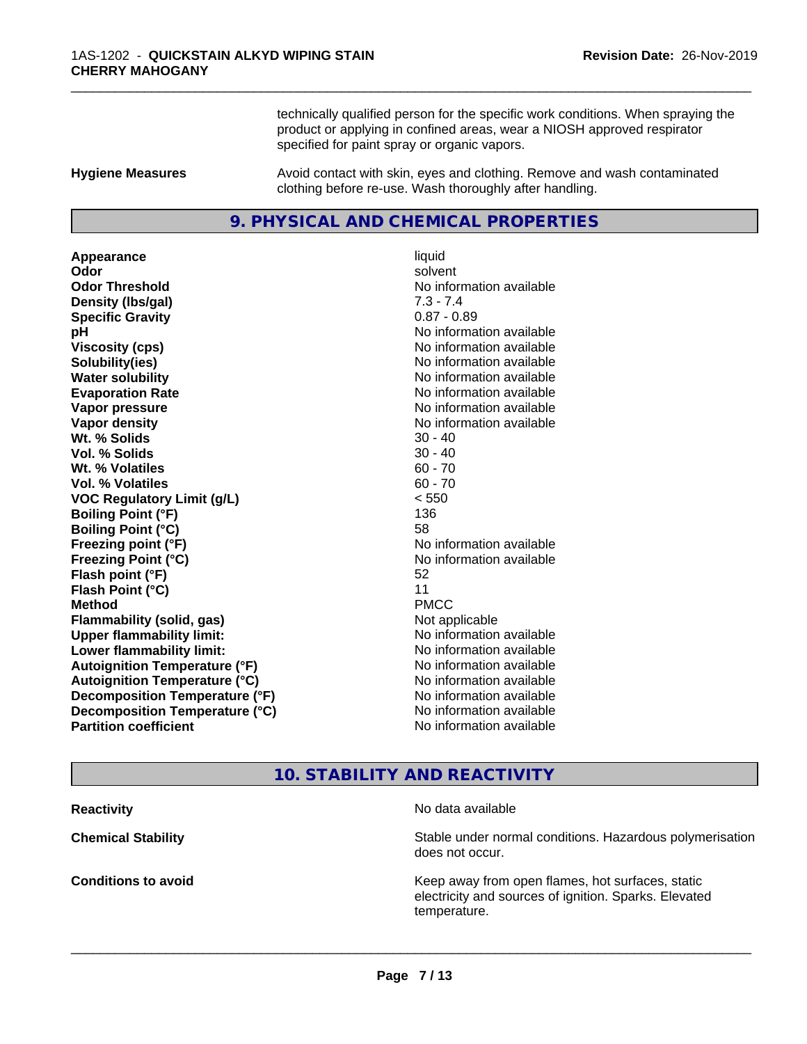technically qualified person for the specific work conditions. When spraying the product or applying in confined areas, wear a NIOSH approved respirator specified for paint spray or organic vapors.

**Hygiene Measures** Avoid contact with skin, eyes and clothing. Remove and wash contaminated clothing before re-use. Wash thoroughly after handling.

## 9. PHYSICAL AND CHEMICAL PROPERTIES

| | |
|---|---|
| **Appearance** | liquid |
| **Odor** | solvent |
| **Odor Threshold** | No information available |
| **Density (lbs/gal)** | 7.3 - 7.4 |
| **Specific Gravity** | 0.87 - 0.89 |
| **pH** | No information available |
| **Viscosity (cps)** | No information available |
| **Solubility(ies)** | No information available |
| **Water solubility** | No information available |
| **Evaporation Rate** | No information available |
| **Vapor pressure** | No information available |
| **Vapor density** | No information available |
| **Wt. % Solids** | 30 - 40 |
| **Vol. % Solids** | 30 - 40 |
| **Wt. % Volatiles** | 60 - 70 |
| **Vol. % Volatiles** | 60 - 70 |
| **VOC Regulatory Limit (g/L)** | < 550 |
| **Boiling Point (°F)** | 136 |
| **Boiling Point (°C)** | 58 |
| **Freezing point (°F)** | No information available |
| **Freezing Point (°C)** | No information available |
| **Flash point (°F)** | 52 |
| **Flash Point (°C)** | 11 |
| **Method** | PMCC |
| **Flammability (solid, gas)** | Not applicable |
| **Upper flammability limit:** | No information available |
| **Lower flammability limit:** | No information available |
| **Autoignition Temperature (°F)** | No information available |
| **Autoignition Temperature (°C)** | No information available |
| **Decomposition Temperature (°F)** | No information available |
| **Decomposition Temperature (°C)** | No information available |
| **Partition coefficient** | No information available |

## 10. STABILITY AND REACTIVITY

| | |
|---|---|
| **Reactivity** | No data available |
| **Chemical Stability** | Stable under normal conditions. Hazardous polymerisation does not occur. |
| **Conditions to avoid** | Keep away from open flames, hot surfaces, static electricity and sources of ignition. Sparks. Elevated temperature. |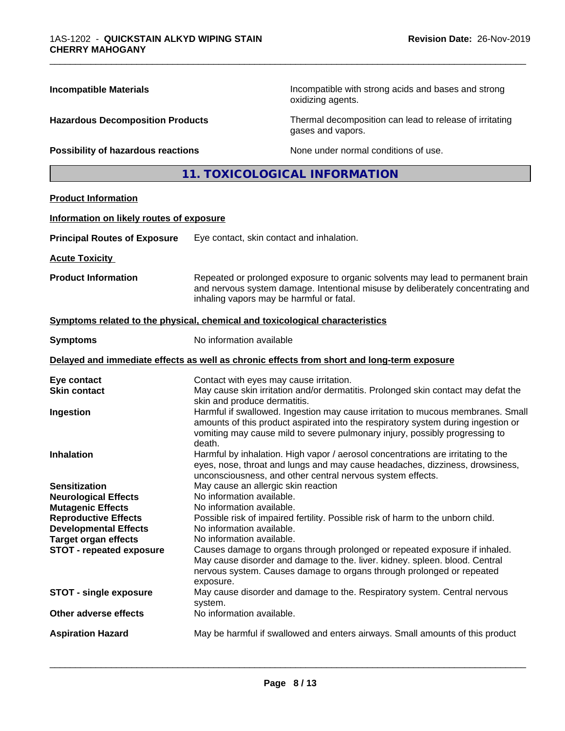| | |
|---|---|
| **Incompatible Materials** | Incompatible with strong acids and bases and strong oxidizing agents. |
| **Hazardous Decomposition Products** | Thermal decomposition can lead to release of irritating gases and vapors. |
| **Possibility of hazardous reactions** | None under normal conditions of use. |

## 11. TOXICOLOGICAL INFORMATION

**Product Information**

**Information on likely routes of exposure**

**Principal Routes of Exposure** Eye contact, skin contact and inhalation.

**Acute Toxicity**

**Product Information** Repeated or prolonged exposure to organic solvents may lead to permanent brain and nervous system damage. Intentional misuse by deliberately concentrating and inhaling vapors may be harmful or fatal.

**Symptoms related to the physical, chemical and toxicological characteristics**

**Symptoms** No information available

**Delayed and immediate effects as well as chronic effects from short and long-term exposure**

| | |
|---|---|
| **Eye contact** | Contact with eyes may cause irritation. |
| **Skin contact** | May cause skin irritation and/or dermatitis. Prolonged skin contact may defat the skin and produce dermatitis. |
| **Ingestion** | Harmful if swallowed. Ingestion may cause irritation to mucous membranes. Small amounts of this product aspirated into the respiratory system during ingestion or vomiting may cause mild to severe pulmonary injury, possibly progressing to death. |
| **Inhalation** | Harmful by inhalation. High vapor / aerosol concentrations are irritating to the eyes, nose, throat and lungs and may cause headaches, dizziness, drowsiness, unconsciousness, and other central nervous system effects. |
| **Sensitization** | May cause an allergic skin reaction |
| **Neurological Effects** | No information available. |
| **Mutagenic Effects** | No information available. |
| **Reproductive Effects** | Possible risk of impaired fertility. Possible risk of harm to the unborn child. |
| **Developmental Effects** | No information available. |
| **Target organ effects** | No information available. |
| **STOT - repeated exposure** | Causes damage to organs through prolonged or repeated exposure if inhaled. May cause disorder and damage to the. liver. kidney. spleen. blood. Central nervous system. Causes damage to organs through prolonged or repeated exposure. |
| **STOT - single exposure** | May cause disorder and damage to the. Respiratory system. Central nervous system. |
| **Other adverse effects** | No information available. |
| **Aspiration Hazard** | May be harmful if swallowed and enters airways. Small amounts of this product |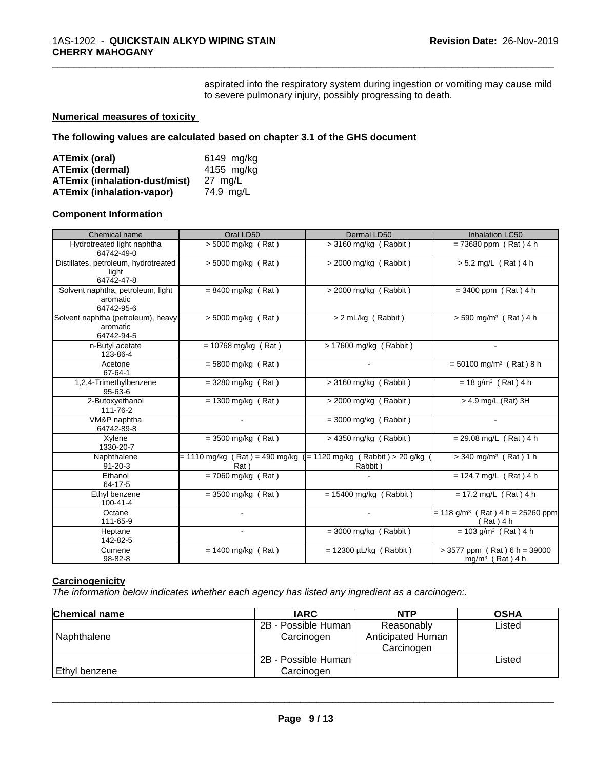aspirated into the respiratory system during ingestion or vomiting may cause mild to severe pulmonary injury, possibly progressing to death.

**Numerical measures of toxicity**

**The following values are calculated based on chapter 3.1 of the GHS document**

| | |
|---|---|
| **ATEmix (oral)** | 6149 mg/kg |
| **ATEmix (dermal)** | 4155 mg/kg |
| **ATEmix (inhalation-dust/mist)** | 27 mg/L |
| **ATEmix (inhalation-vapor)** | 74.9 mg/L |

**Component Information**

| Chemical name | Oral LD50 | Dermal LD50 | Inhalation LC50 |
|---|---|---|---|
| Hydrotreated light naphtha<br>64742-49-0 | > 5000 mg/kg ( Rat ) | > 3160 mg/kg ( Rabbit ) | = 73680 ppm ( Rat ) 4 h |
| Distillates, petroleum, hydrotreated light<br>64742-47-8 | > 5000 mg/kg ( Rat ) | > 2000 mg/kg ( Rabbit ) | > 5.2 mg/L ( Rat ) 4 h |
| Solvent naphtha, petroleum, light aromatic<br>64742-95-6 | = 8400 mg/kg ( Rat ) | > 2000 mg/kg ( Rabbit ) | = 3400 ppm ( Rat ) 4 h |
| Solvent naphtha (petroleum), heavy aromatic<br>64742-94-5 | > 5000 mg/kg ( Rat ) | > 2 mL/kg ( Rabbit ) | > 590 mg/m³ ( Rat ) 4 h |
| n-Butyl acetate<br>123-86-4 | = 10768 mg/kg ( Rat ) | > 17600 mg/kg ( Rabbit ) | - |
| Acetone<br>67-64-1 | = 5800 mg/kg ( Rat ) | - | = 50100 mg/m³ ( Rat ) 8 h |
| 1,2,4-Trimethylbenzene<br>95-63-6 | = 3280 mg/kg ( Rat ) | > 3160 mg/kg ( Rabbit ) | = 18 g/m³ ( Rat ) 4 h |
| 2-Butoxyethanol<br>111-76-2 | = 1300 mg/kg ( Rat ) | > 2000 mg/kg ( Rabbit ) | > 4.9 mg/L (Rat) 3H |
| VM&P naphtha<br>64742-89-8 | - | = 3000 mg/kg ( Rabbit ) | - |
| Xylene<br>1330-20-7 | = 3500 mg/kg ( Rat ) | > 4350 mg/kg ( Rabbit ) | = 29.08 mg/L ( Rat ) 4 h |
| Naphthalene<br>91-20-3 | = 1110 mg/kg ( Rat ) = 490 mg/kg ( Rat ) | = 1120 mg/kg ( Rabbit ) > 20 g/kg ( Rabbit ) | > 340 mg/m³ ( Rat ) 1 h |
| Ethanol<br>64-17-5 | = 7060 mg/kg ( Rat ) | - | = 124.7 mg/L ( Rat ) 4 h |
| Ethyl benzene<br>100-41-4 | = 3500 mg/kg ( Rat ) | = 15400 mg/kg ( Rabbit ) | = 17.2 mg/L ( Rat ) 4 h |
| Octane<br>111-65-9 | - | - | = 118 g/m³ ( Rat ) 4 h = 25260 ppm ( Rat ) 4 h |
| Heptane<br>142-82-5 | - | = 3000 mg/kg ( Rabbit ) | = 103 g/m³ ( Rat ) 4 h |
| Cumene<br>98-82-8 | = 1400 mg/kg ( Rat ) | = 12300 µL/kg ( Rabbit ) | > 3577 ppm ( Rat ) 6 h = 39000 mg/m³ ( Rat ) 4 h |

**Carcinogenicity**

*The information below indicates whether each agency has listed any ingredient as a carcinogen:.*

| Chemical name | IARC | NTP | OSHA |
|---|---|---|---|
| Naphthalene | 2B - Possible Human Carcinogen | Reasonably Anticipated Human Carcinogen | Listed |
| Ethyl benzene | 2B - Possible Human Carcinogen | | Listed |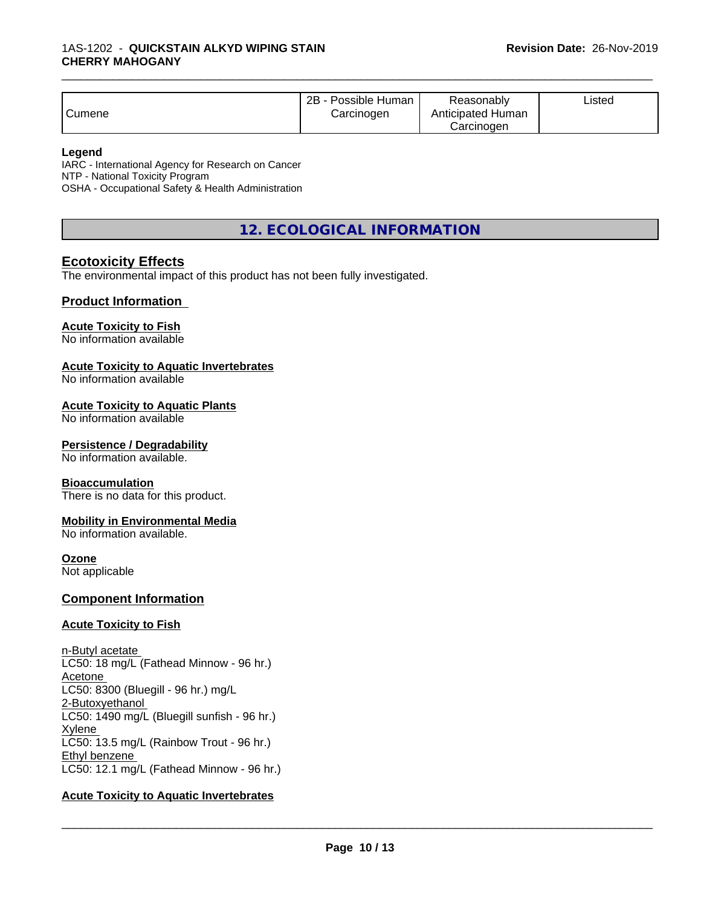| Cumene | 2B - Possible Human Carcinogen | Reasonably Anticipated Human Carcinogen | Listed |
|---|---|---|---|

**Legend**
IARC - International Agency for Research on Cancer
NTP - National Toxicity Program
OSHA - Occupational Safety & Health Administration

## 12. ECOLOGICAL INFORMATION

### Ecotoxicity Effects

The environmental impact of this product has not been fully investigated.

### Product Information

**Acute Toxicity to Fish**
No information available

**Acute Toxicity to Aquatic Invertebrates**
No information available

**Acute Toxicity to Aquatic Plants**
No information available

**Persistence / Degradability**
No information available.

**Bioaccumulation**
There is no data for this product.

**Mobility in Environmental Media**
No information available.

**Ozone**
Not applicable

### Component Information

**Acute Toxicity to Fish**

n-Butyl acetate
LC50: 18 mg/L (Fathead Minnow - 96 hr.)
Acetone
LC50: 8300 (Bluegill - 96 hr.) mg/L
2-Butoxyethanol
LC50: 1490 mg/L (Bluegill sunfish - 96 hr.)
Xylene
LC50: 13.5 mg/L (Rainbow Trout - 96 hr.)
Ethyl benzene
LC50: 12.1 mg/L (Fathead Minnow - 96 hr.)

**Acute Toxicity to Aquatic Invertebrates**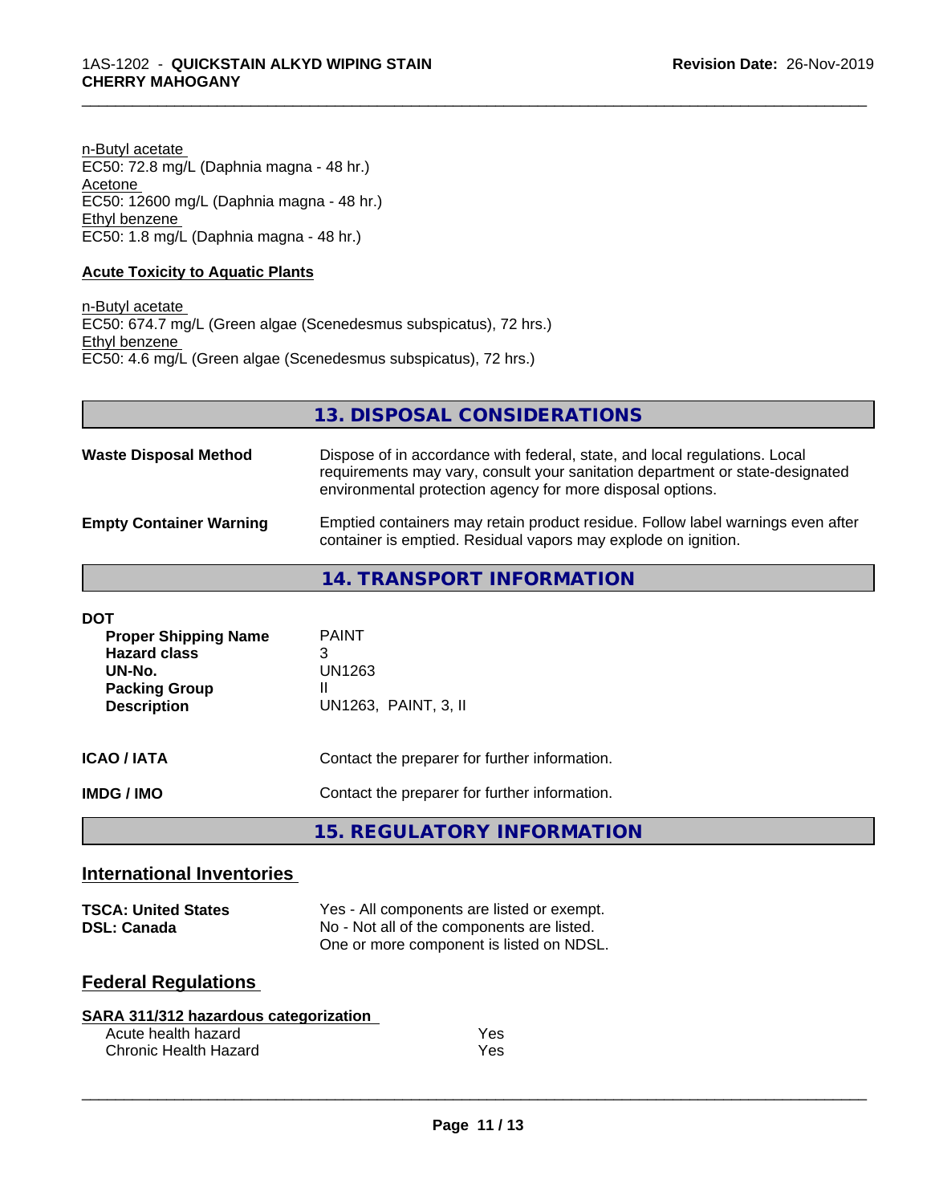n-Butyl acetate
EC50: 72.8 mg/L (Daphnia magna - 48 hr.)
Acetone
EC50: 12600 mg/L (Daphnia magna - 48 hr.)
Ethyl benzene
EC50: 1.8 mg/L (Daphnia magna - 48 hr.)

**Acute Toxicity to Aquatic Plants**

n-Butyl acetate
EC50: 674.7 mg/L (Green algae (Scenedesmus subspicatus), 72 hrs.)
Ethyl benzene
EC50: 4.6 mg/L (Green algae (Scenedesmus subspicatus), 72 hrs.)

## 13. DISPOSAL CONSIDERATIONS

**Waste Disposal Method** — Dispose of in accordance with federal, state, and local regulations. Local requirements may vary, consult your sanitation department or state-designated environmental protection agency for more disposal options.

**Empty Container Warning** — Emptied containers may retain product residue. Follow label warnings even after container is emptied. Residual vapors may explode on ignition.

## 14. TRANSPORT INFORMATION

**DOT**

| | |
|---|---|
| **Proper Shipping Name** | PAINT |
| **Hazard class** | 3 |
| **UN-No.** | UN1263 |
| **Packing Group** | II |
| **Description** | UN1263, PAINT, 3, II |

**ICAO / IATA** — Contact the preparer for further information.

**IMDG / IMO** — Contact the preparer for further information.

## 15. REGULATORY INFORMATION

### International Inventories

**TSCA: United States** — Yes - All components are listed or exempt.
**DSL: Canada** — No - Not all of the components are listed. One or more component is listed on NDSL.

### Federal Regulations

**SARA 311/312 hazardous categorization**

| | |
|---|---|
| Acute health hazard | Yes |
| Chronic Health Hazard | Yes |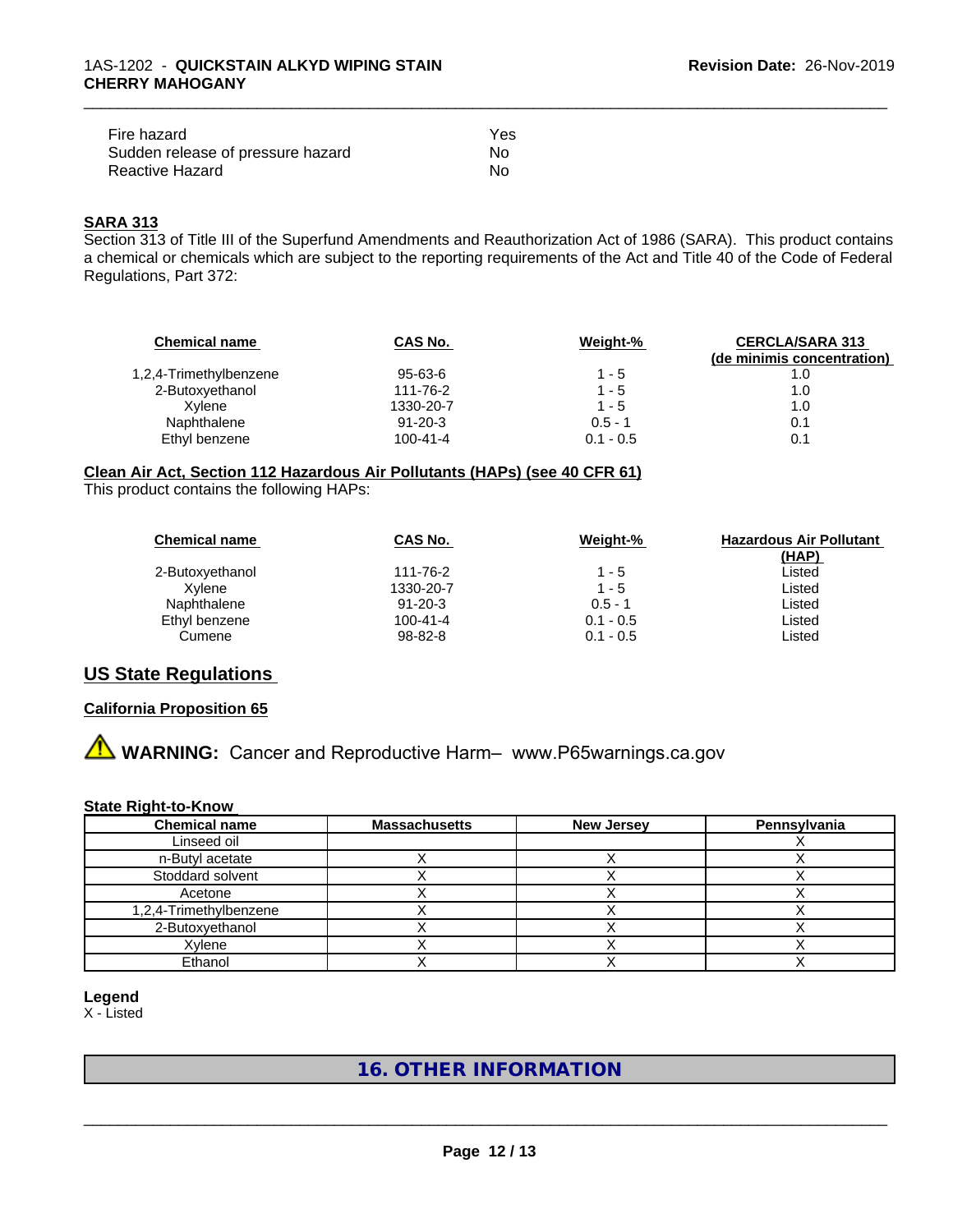| | |
|---|---|
| Fire hazard | Yes |
| Sudden release of pressure hazard | No |
| Reactive Hazard | No |

**SARA 313**

Section 313 of Title III of the Superfund Amendments and Reauthorization Act of 1986 (SARA). This product contains a chemical or chemicals which are subject to the reporting requirements of the Act and Title 40 of the Code of Federal Regulations, Part 372:

| Chemical name | CAS No. | Weight-% | CERCLA/SARA 313 (de minimis concentration) |
|---|---|---|---|
| 1,2,4-Trimethylbenzene | 95-63-6 | 1 - 5 | 1.0 |
| 2-Butoxyethanol | 111-76-2 | 1 - 5 | 1.0 |
| Xylene | 1330-20-7 | 1 - 5 | 1.0 |
| Naphthalene | 91-20-3 | 0.5 - 1 | 0.1 |
| Ethyl benzene | 100-41-4 | 0.1 - 0.5 | 0.1 |

**Clean Air Act, Section 112 Hazardous Air Pollutants (HAPs) (see 40 CFR 61)**

This product contains the following HAPs:

| Chemical name | CAS No. | Weight-% | Hazardous Air Pollutant (HAP) |
|---|---|---|---|
| 2-Butoxyethanol | 111-76-2 | 1 - 5 | Listed |
| Xylene | 1330-20-7 | 1 - 5 | Listed |
| Naphthalene | 91-20-3 | 0.5 - 1 | Listed |
| Ethyl benzene | 100-41-4 | 0.1 - 0.5 | Listed |
| Cumene | 98-82-8 | 0.1 - 0.5 | Listed |

## US State Regulations

**California Proposition 65**

⚠ **WARNING:** Cancer and Reproductive Harm– www.P65warnings.ca.gov

**State Right-to-Know**

| Chemical name | Massachusetts | New Jersey | Pennsylvania |
|---|---|---|---|
| Linseed oil | | | X |
| n-Butyl acetate | X | X | X |
| Stoddard solvent | X | X | X |
| Acetone | X | X | X |
| 1,2,4-Trimethylbenzene | X | X | X |
| 2-Butoxyethanol | X | X | X |
| Xylene | X | X | X |
| Ethanol | X | X | X |

**Legend**

X - Listed

## 16. OTHER INFORMATION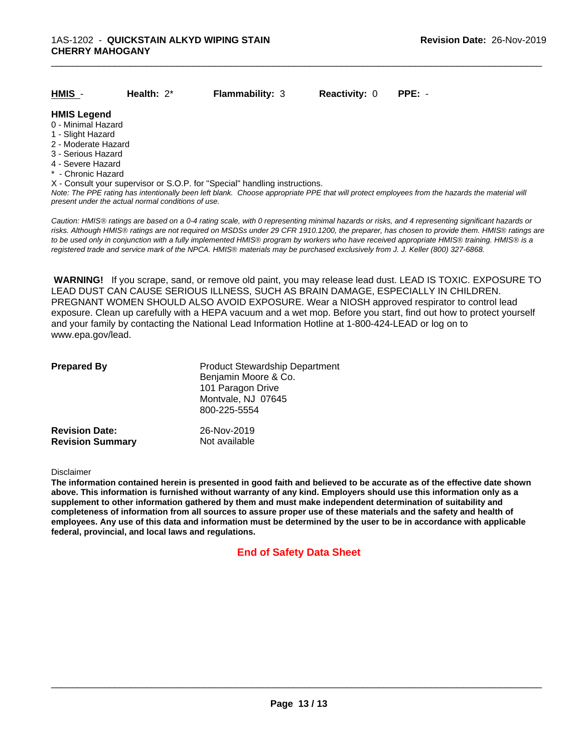| HMIS - | Health: 2* | Flammability: 3 | Reactivity: 0 | PPE: - |
|---|---|---|---|---|

**HMIS Legend**
0 - Minimal Hazard
1 - Slight Hazard
2 - Moderate Hazard
3 - Serious Hazard
4 - Severe Hazard
* - Chronic Hazard
X - Consult your supervisor or S.O.P. for "Special" handling instructions.

*Note: The PPE rating has intentionally been left blank. Choose appropriate PPE that will protect employees from the hazards the material will present under the actual normal conditions of use.*

*Caution: HMIS® ratings are based on a 0-4 rating scale, with 0 representing minimal hazards or risks, and 4 representing significant hazards or risks. Although HMIS® ratings are not required on MSDSs under 29 CFR 1910.1200, the preparer, has chosen to provide them. HMIS® ratings are to be used only in conjunction with a fully implemented HMIS® program by workers who have received appropriate HMIS® training. HMIS® is a registered trade and service mark of the NPCA. HMIS® materials may be purchased exclusively from J. J. Keller (800) 327-6868.*

**WARNING!** If you scrape, sand, or remove old paint, you may release lead dust. LEAD IS TOXIC. EXPOSURE TO LEAD DUST CAN CAUSE SERIOUS ILLNESS, SUCH AS BRAIN DAMAGE, ESPECIALLY IN CHILDREN. PREGNANT WOMEN SHOULD ALSO AVOID EXPOSURE. Wear a NIOSH approved respirator to control lead exposure. Clean up carefully with a HEPA vacuum and a wet mop. Before you start, find out how to protect yourself and your family by contacting the National Lead Information Hotline at 1-800-424-LEAD or log on to www.epa.gov/lead.

| | |
|---|---|
| **Prepared By** | Product Stewardship Department<br>Benjamin Moore & Co.<br>101 Paragon Drive<br>Montvale, NJ 07645<br>800-225-5554 |
| **Revision Date:** | 26-Nov-2019 |
| **Revision Summary** | Not available |

Disclaimer

**The information contained herein is presented in good faith and believed to be accurate as of the effective date shown above. This information is furnished without warranty of any kind. Employers should use this information only as a supplement to other information gathered by them and must make independent determination of suitability and completeness of information from all sources to assure proper use of these materials and the safety and health of employees. Any use of this data and information must be determined by the user to be in accordance with applicable federal, provincial, and local laws and regulations.**

**End of Safety Data Sheet**